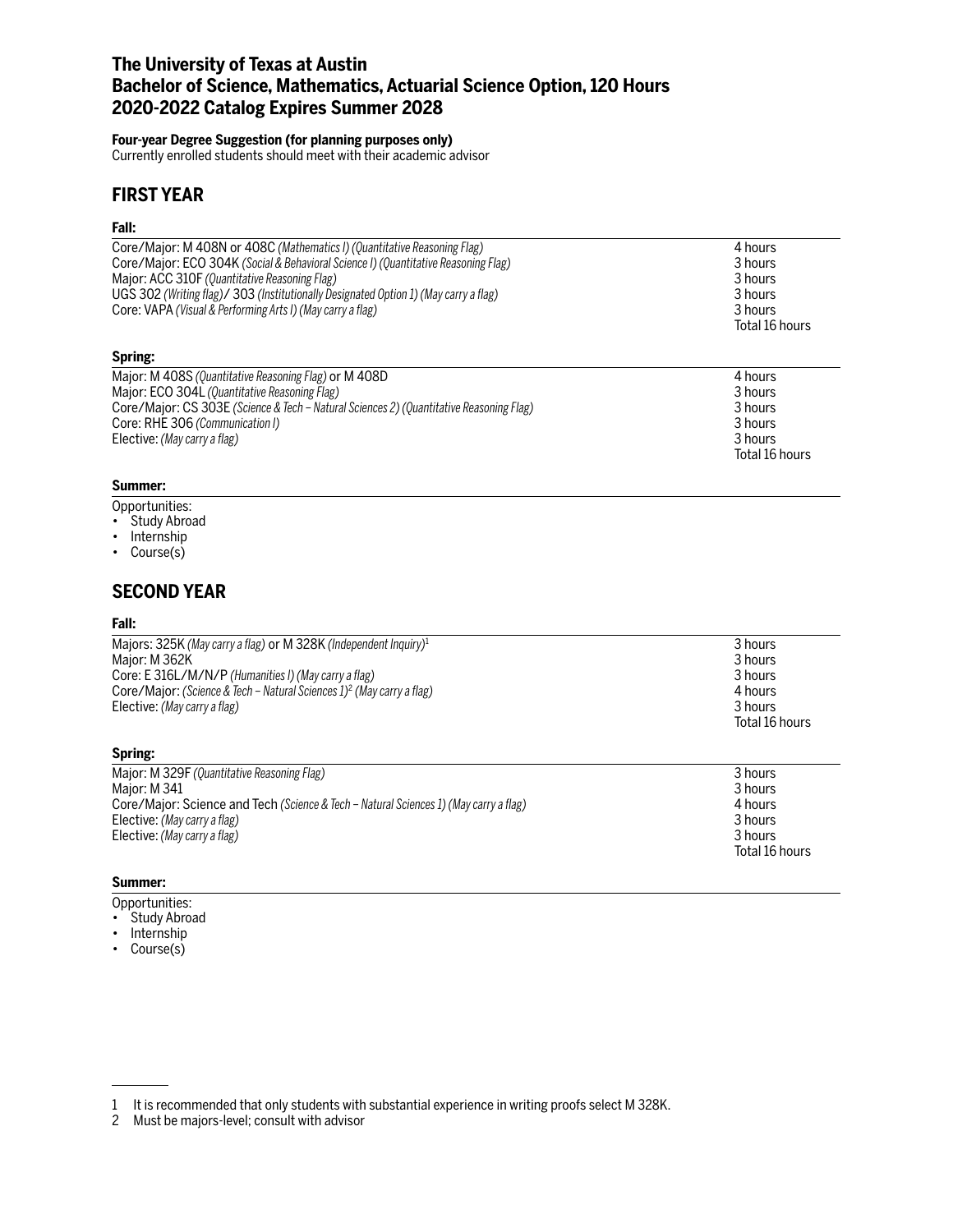# The University of Texas at Austin
# Bachelor of Science, Mathematics, Actuarial Science Option, 120 Hours
# 2020-2022 Catalog Expires Summer 2028

**Four-year Degree Suggestion (for planning purposes only)**
Currently enrolled students should meet with their academic advisor

## FIRST YEAR

### Fall:

| Course | Hours |
|---|---|
| Core/Major: M 408N or 408C *(Mathematics I) (Quantitative Reasoning Flag)* | 4 hours |
| Core/Major: ECO 304K *(Social & Behavioral Science I) (Quantitative Reasoning Flag)* | 3 hours |
| Major: ACC 310F *(Quantitative Reasoning Flag)* | 3 hours |
| UGS 302 *(Writing flag)*/ 303 *(Institutionally Designated Option 1) (May carry a flag)* | 3 hours |
| Core: VAPA *(Visual & Performing Arts I) (May carry a flag)* | 3 hours |
| | Total 16 hours |

### Spring:

| Course | Hours |
|---|---|
| Major: M 408S *(Quantitative Reasoning Flag)* or M 408D | 4 hours |
| Major: ECO 304L *(Quantitative Reasoning Flag)* | 3 hours |
| Core/Major: CS 303E *(Science & Tech – Natural Sciences 2) (Quantitative Reasoning Flag)* | 3 hours |
| Core: RHE 306 *(Communication I)* | 3 hours |
| Elective: *(May carry a flag)* | 3 hours |
| | Total 16 hours |

### Summer:

Opportunities:
- Study Abroad
- Internship
- Course(s)

## SECOND YEAR

### Fall:

| Course | Hours |
|---|---|
| Majors: 325K *(May carry a flag)* or M 328K *(Independent Inquiry)*[1] | 3 hours |
| Major: M 362K | 3 hours |
| Core: E 316L/M/N/P *(Humanities I) (May carry a flag)* | 3 hours |
| Core/Major: *(Science & Tech – Natural Sciences 1)*[2] *(May carry a flag)* | 4 hours |
| Elective: *(May carry a flag)* | 3 hours |
| | Total 16 hours |

### Spring:

| Course | Hours |
|---|---|
| Major: M 329F *(Quantitative Reasoning Flag)* | 3 hours |
| Major: M 341 | 3 hours |
| Core/Major: Science and Tech *(Science & Tech – Natural Sciences 1) (May carry a flag)* | 4 hours |
| Elective: *(May carry a flag)* | 3 hours |
| Elective: *(May carry a flag)* | 3 hours |
| | Total 16 hours |

### Summer:

Opportunities:
- Study Abroad
- Internship
- Course(s)

---

1 It is recommended that only students with substantial experience in writing proofs select M 328K.
2 Must be majors-level; consult with advisor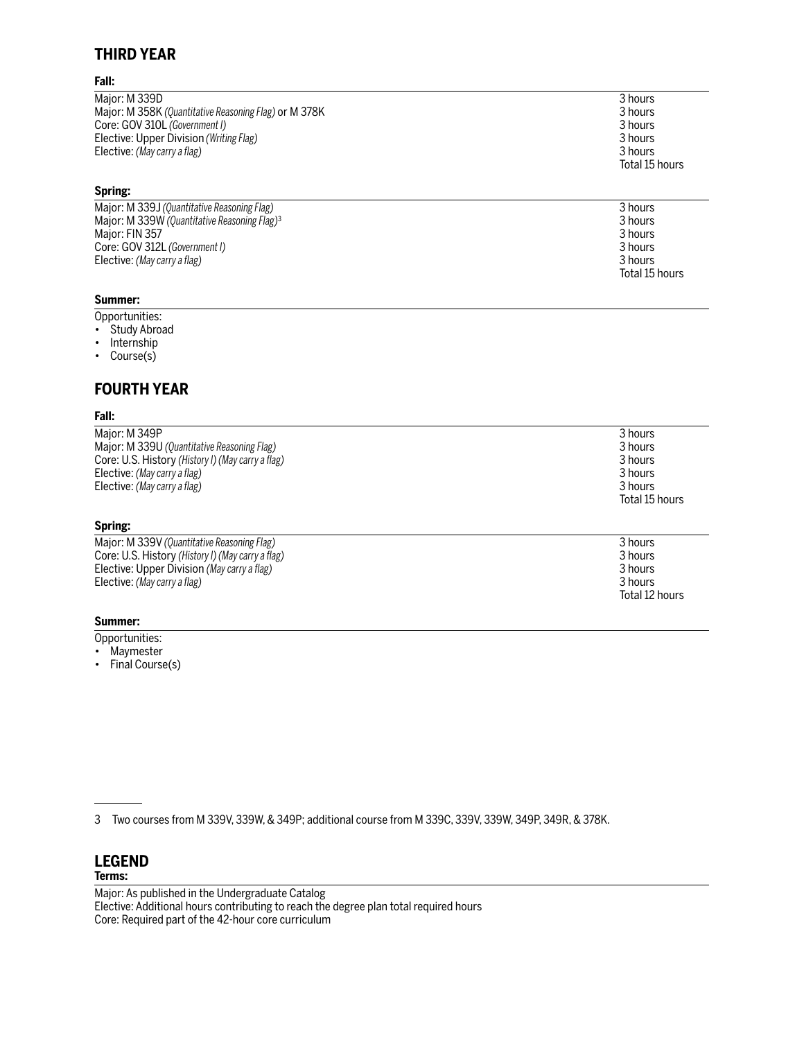## THIRD YEAR

### Fall:

| | |
|---|---|
| Major: M 339D | 3 hours |
| Major: M 358K *(Quantitative Reasoning Flag)* or M 378K | 3 hours |
| Core: GOV 310L *(Government I)* | 3 hours |
| Elective: Upper Division *(Writing Flag)* | 3 hours |
| Elective: *(May carry a flag)* | 3 hours |
| | Total 15 hours |

### Spring:

| | |
|---|---|
| Major: M 339J *(Quantitative Reasoning Flag)* | 3 hours |
| Major: M 339W *(Quantitative Reasoning Flag)*[3] | 3 hours |
| Major: FIN 357 | 3 hours |
| Core: GOV 312L *(Government I)* | 3 hours |
| Elective: *(May carry a flag)* | 3 hours |
| | Total 15 hours |

### Summer:

Opportunities:

- Study Abroad
- Internship
- Course(s)

## FOURTH YEAR

### Fall:

| | |
|---|---|
| Major: M 349P | 3 hours |
| Major: M 339U *(Quantitative Reasoning Flag)* | 3 hours |
| Core: U.S. History *(History I) (May carry a flag)* | 3 hours |
| Elective: *(May carry a flag)* | 3 hours |
| Elective: *(May carry a flag)* | 3 hours |
| | Total 15 hours |

### Spring:

| | |
|---|---|
| Major: M 339V *(Quantitative Reasoning Flag)* | 3 hours |
| Core: U.S. History *(History I) (May carry a flag)* | 3 hours |
| Elective: Upper Division *(May carry a flag)* | 3 hours |
| Elective: *(May carry a flag)* | 3 hours |
| | Total 12 hours |

### Summer:

Opportunities:

- Maymester
- Final Course(s)

---

3 Two courses from M 339V, 339W, & 349P; additional course from M 339C, 339V, 339W, 349P, 349R, & 378K.

## LEGEND

### Terms:

Major: As published in the Undergraduate Catalog
Elective: Additional hours contributing to reach the degree plan total required hours
Core: Required part of the 42-hour core curriculum